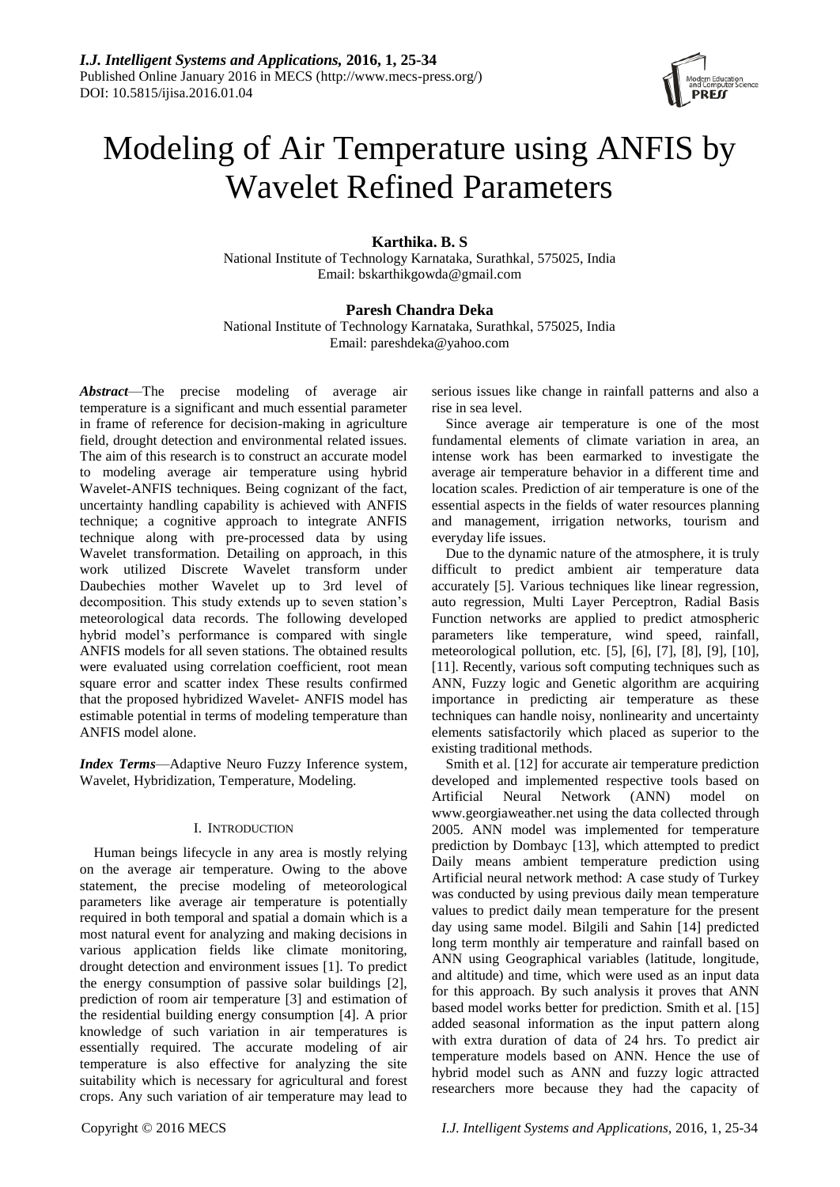# Modeling of Air Temperature using ANFIS by Wavelet Refined Parameters

**Karthika. B. S**
National Institute of Technology Karnataka, Surathkal, 575025, India
Email: bskarthikgowda@gmail.com

**Paresh Chandra Deka**
National Institute of Technology Karnataka, Surathkal, 575025, India
Email: pareshdeka@yahoo.com

***Abstract*****—**The precise modeling of average air temperature is a significant and much essential parameter in frame of reference for decision-making in agriculture field, drought detection and environmental related issues. The aim of this research is to construct an accurate model to modeling average air temperature using hybrid Wavelet-ANFIS techniques. Being cognizant of the fact, uncertainty handling capability is achieved with ANFIS technique; a cognitive approach to integrate ANFIS technique along with pre-processed data by using Wavelet transformation. Detailing on approach, in this work utilized Discrete Wavelet transform under Daubechies mother Wavelet up to 3rd level of decomposition. This study extends up to seven station's meteorological data records. The following developed hybrid model's performance is compared with single ANFIS models for all seven stations. The obtained results were evaluated using correlation coefficient, root mean square error and scatter index These results confirmed that the proposed hybridized Wavelet- ANFIS model has estimable potential in terms of modeling temperature than ANFIS model alone.

***Index Terms*****—**Adaptive Neuro Fuzzy Inference system, Wavelet, Hybridization, Temperature, Modeling.

## I. INTRODUCTION

Human beings lifecycle in any area is mostly relying on the average air temperature. Owing to the above statement, the precise modeling of meteorological parameters like average air temperature is potentially required in both temporal and spatial a domain which is a most natural event for analyzing and making decisions in various application fields like climate monitoring, drought detection and environment issues [1]. To predict the energy consumption of passive solar buildings [2], prediction of room air temperature [3] and estimation of the residential building energy consumption [4]. A prior knowledge of such variation in air temperatures is essentially required. The accurate modeling of air temperature is also effective for analyzing the site suitability which is necessary for agricultural and forest crops. Any such variation of air temperature may lead to serious issues like change in rainfall patterns and also a rise in sea level.

Since average air temperature is one of the most fundamental elements of climate variation in area, an intense work has been earmarked to investigate the average air temperature behavior in a different time and location scales. Prediction of air temperature is one of the essential aspects in the fields of water resources planning and management, irrigation networks, tourism and everyday life issues.

Due to the dynamic nature of the atmosphere, it is truly difficult to predict ambient air temperature data accurately [5]. Various techniques like linear regression, auto regression, Multi Layer Perceptron, Radial Basis Function networks are applied to predict atmospheric parameters like temperature, wind speed, rainfall, meteorological pollution, etc. [5], [6], [7], [8], [9], [10], [11]. Recently, various soft computing techniques such as ANN, Fuzzy logic and Genetic algorithm are acquiring importance in predicting air temperature as these techniques can handle noisy, nonlinearity and uncertainty elements satisfactorily which placed as superior to the existing traditional methods.

Smith et al. [12] for accurate air temperature prediction developed and implemented respective tools based on Artificial Neural Network (ANN) model on www.georgiaweather.net using the data collected through 2005. ANN model was implemented for temperature prediction by Dombayc [13], which attempted to predict Daily means ambient temperature prediction using Artificial neural network method: A case study of Turkey was conducted by using previous daily mean temperature values to predict daily mean temperature for the present day using same model. Bilgili and Sahin [14] predicted long term monthly air temperature and rainfall based on ANN using Geographical variables (latitude, longitude, and altitude) and time, which were used as an input data for this approach. By such analysis it proves that ANN based model works better for prediction. Smith et al. [15] added seasonal information as the input pattern along with extra duration of data of 24 hrs. To predict air temperature models based on ANN. Hence the use of hybrid model such as ANN and fuzzy logic attracted researchers more because they had the capacity of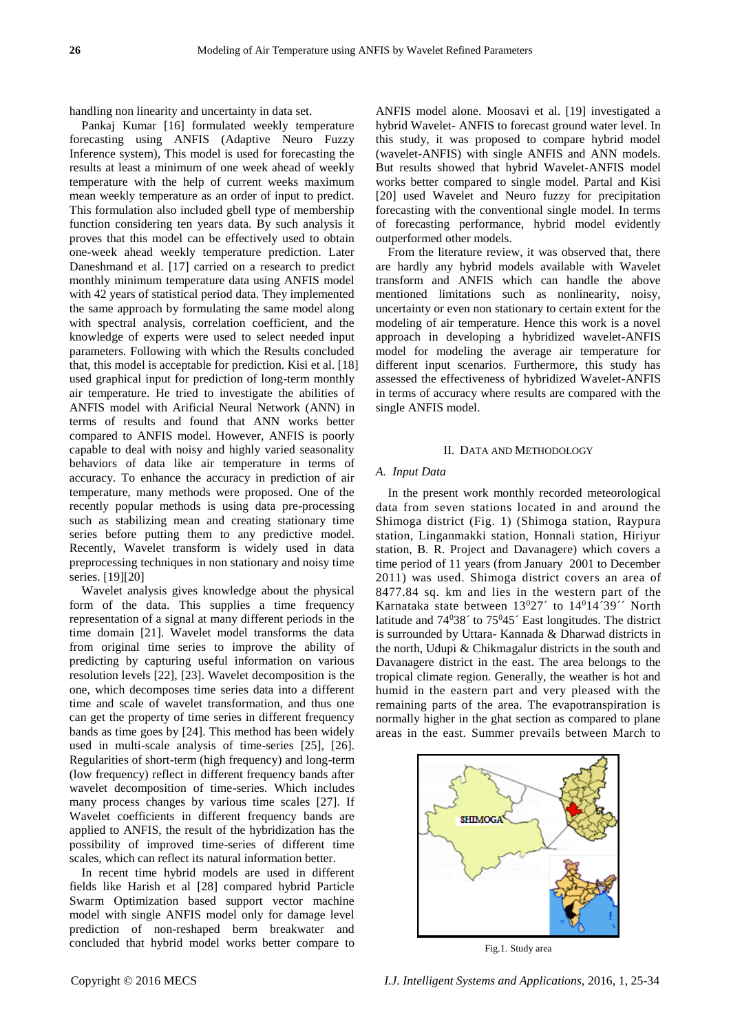handling non linearity and uncertainty in data set.

Pankaj Kumar [16] formulated weekly temperature forecasting using ANFIS (Adaptive Neuro Fuzzy Inference system), This model is used for forecasting the results at least a minimum of one week ahead of weekly temperature with the help of current weeks maximum mean weekly temperature as an order of input to predict. This formulation also included gbell type of membership function considering ten years data. By such analysis it proves that this model can be effectively used to obtain one-week ahead weekly temperature prediction. Later Daneshmand et al. [17] carried on a research to predict monthly minimum temperature data using ANFIS model with 42 years of statistical period data. They implemented the same approach by formulating the same model along with spectral analysis, correlation coefficient, and the knowledge of experts were used to select needed input parameters. Following with which the Results concluded that, this model is acceptable for prediction. Kisi et al. [18] used graphical input for prediction of long-term monthly air temperature. He tried to investigate the abilities of ANFIS model with Arificial Neural Network (ANN) in terms of results and found that ANN works better compared to ANFIS model. However, ANFIS is poorly capable to deal with noisy and highly varied seasonality behaviors of data like air temperature in terms of accuracy. To enhance the accuracy in prediction of air temperature, many methods were proposed. One of the recently popular methods is using data pre-processing such as stabilizing mean and creating stationary time series before putting them to any predictive model. Recently, Wavelet transform is widely used in data preprocessing techniques in non stationary and noisy time series. [19][20]

Wavelet analysis gives knowledge about the physical form of the data. This supplies a time frequency representation of a signal at many different periods in the time domain [21]. Wavelet model transforms the data from original time series to improve the ability of predicting by capturing useful information on various resolution levels [22], [23]. Wavelet decomposition is the one, which decomposes time series data into a different time and scale of wavelet transformation, and thus one can get the property of time series in different frequency bands as time goes by [24]. This method has been widely used in multi-scale analysis of time-series [25], [26]. Regularities of short-term (high frequency) and long-term (low frequency) reflect in different frequency bands after wavelet decomposition of time-series. Which includes many process changes by various time scales [27]. If Wavelet coefficients in different frequency bands are applied to ANFIS, the result of the hybridization has the possibility of improved time-series of different time scales, which can reflect its natural information better.

In recent time hybrid models are used in different fields like Harish et al [28] compared hybrid Particle Swarm Optimization based support vector machine model with single ANFIS model only for damage level prediction of non-reshaped berm breakwater and concluded that hybrid model works better compare to ANFIS model alone. Moosavi et al. [19] investigated a hybrid Wavelet- ANFIS to forecast ground water level. In this study, it was proposed to compare hybrid model (wavelet-ANFIS) with single ANFIS and ANN models. But results showed that hybrid Wavelet-ANFIS model works better compared to single model. Partal and Kisi [20] used Wavelet and Neuro fuzzy for precipitation forecasting with the conventional single model. In terms of forecasting performance, hybrid model evidently outperformed other models.

From the literature review, it was observed that, there are hardly any hybrid models available with Wavelet transform and ANFIS which can handle the above mentioned limitations such as nonlinearity, noisy, uncertainty or even non stationary to certain extent for the modeling of air temperature. Hence this work is a novel approach in developing a hybridized wavelet-ANFIS model for modeling the average air temperature for different input scenarios. Furthermore, this study has assessed the effectiveness of hybridized Wavelet-ANFIS in terms of accuracy where results are compared with the single ANFIS model.

## II. Data and Methodology

### *A. Input Data*

In the present work monthly recorded meteorological data from seven stations located in and around the Shimoga district (Fig. 1) (Shimoga station, Raypura station, Linganmakki station, Honnali station, Hiriyur station, B. R. Project and Davanagere) which covers a time period of 11 years (from January 2001 to December 2011) was used. Shimoga district covers an area of 8477.84 sq. km and lies in the western part of the Karnataka state between $13^0 27'$ to $14^0 14' 39''$ North latitude and $74^0 38'$ to $75^0 45'$ East longitudes. The district is surrounded by Uttara- Kannada & Dharwad districts in the north, Udupi & Chikmagalur districts in the south and Davanagere district in the east. The area belongs to the tropical climate region. Generally, the weather is hot and humid in the eastern part and very pleased with the remaining parts of the area. The evapotranspiration is normally higher in the ghat section as compared to plane areas in the east. Summer prevails between March to

Fig.1. Study area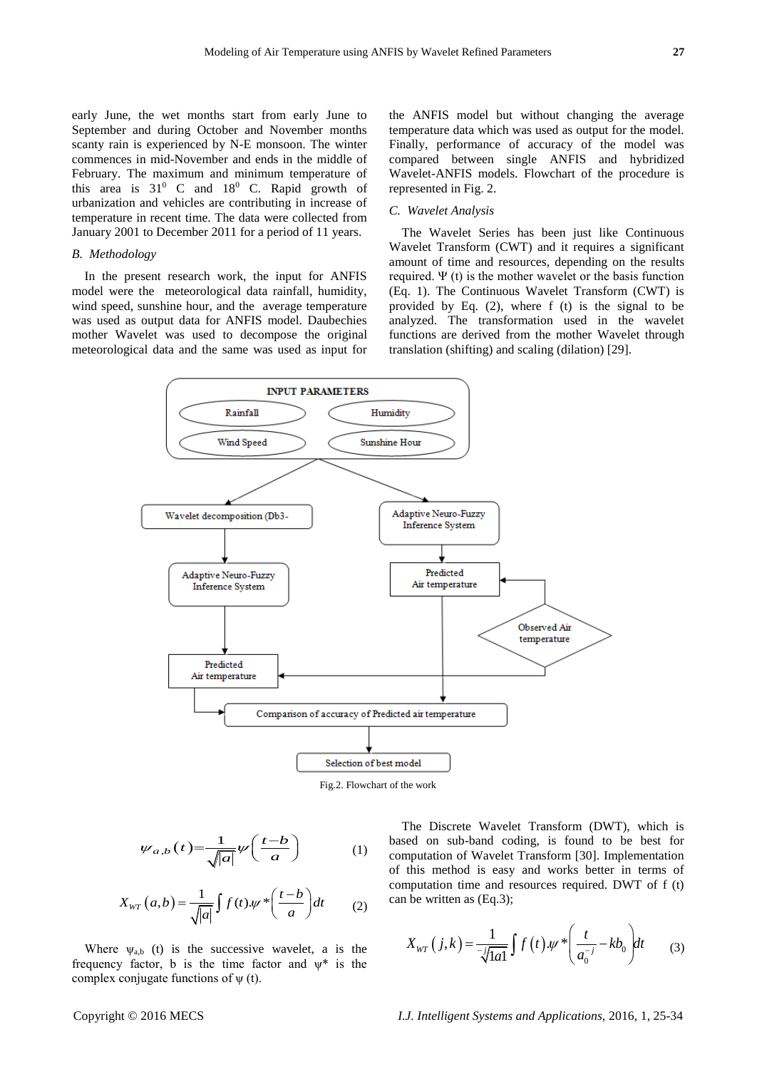early June, the wet months start from early June to September and during October and November months scanty rain is experienced by N-E monsoon. The winter commences in mid-November and ends in the middle of February. The maximum and minimum temperature of this area is 31$^0$ C and 18$^0$ C. Rapid growth of urbanization and vehicles are contributing in increase of temperature in recent time. The data were collected from January 2001 to December 2011 for a period of 11 years.

### B. Methodology

In the present research work, the input for ANFIS model were the meteorological data rainfall, humidity, wind speed, sunshine hour, and the average temperature was used as output data for ANFIS model. Daubechies mother Wavelet was used to decompose the original meteorological data and the same was used as input for the ANFIS model but without changing the average temperature data which was used as output for the model. Finally, performance of accuracy of the model was compared between single ANFIS and hybridized Wavelet-ANFIS models. Flowchart of the procedure is represented in Fig. 2.

### C. Wavelet Analysis

The Wavelet Series has been just like Continuous Wavelet Transform (CWT) and it requires a significant amount of time and resources, depending on the results required. Ψ (t) is the mother wavelet or the basis function (Eq. 1). The Continuous Wavelet Transform (CWT) is provided by Eq. (2), where f (t) is the signal to be analyzed. The transformation used in the wavelet functions are derived from the mother Wavelet through translation (shifting) and scaling (dilation) [29].

INPUT PARAMETERS: Rainfall, Humidity, Wind Speed, Sunshine Hour → Wavelet decomposition (Db3- → Adaptive Neuro-Fuzzy Inference System → Predicted Air temperature; Adaptive Neuro-Fuzzy Inference System → Predicted Air temperature; Observed Air temperature; Comparison of accuracy of Predicted air temperature → Selection of best model

Fig.2. Flowchart of the work

$$\psi_{a,b}(t)=\frac{1}{\sqrt{|a|}}\psi\left(\frac{t-b}{a}\right) \quad (1)$$

$$X_{WT}(a,b)=\frac{1}{\sqrt{|a|}}\int f(t).\psi^*\left(\frac{t-b}{a}\right)dt \quad (2)$$

Where $\psi_{a,b}$ (t) is the successive wavelet, a is the frequency factor, b is the time factor and $\psi^*$ is the complex conjugate functions of ψ (t).

The Discrete Wavelet Transform (DWT), which is based on sub-band coding, is found to be best for computation of Wavelet Transform [30]. Implementation of this method is easy and works better in terms of computation time and resources required. DWT of f (t) can be written as (Eq.3);

$$X_{WT}(j,k)=\frac{1}{\sqrt{|a|}^{-j}}\int f(t).\psi^*\left(\frac{t}{a_0^{-j}}-kb_0\right)dt \quad (3)$$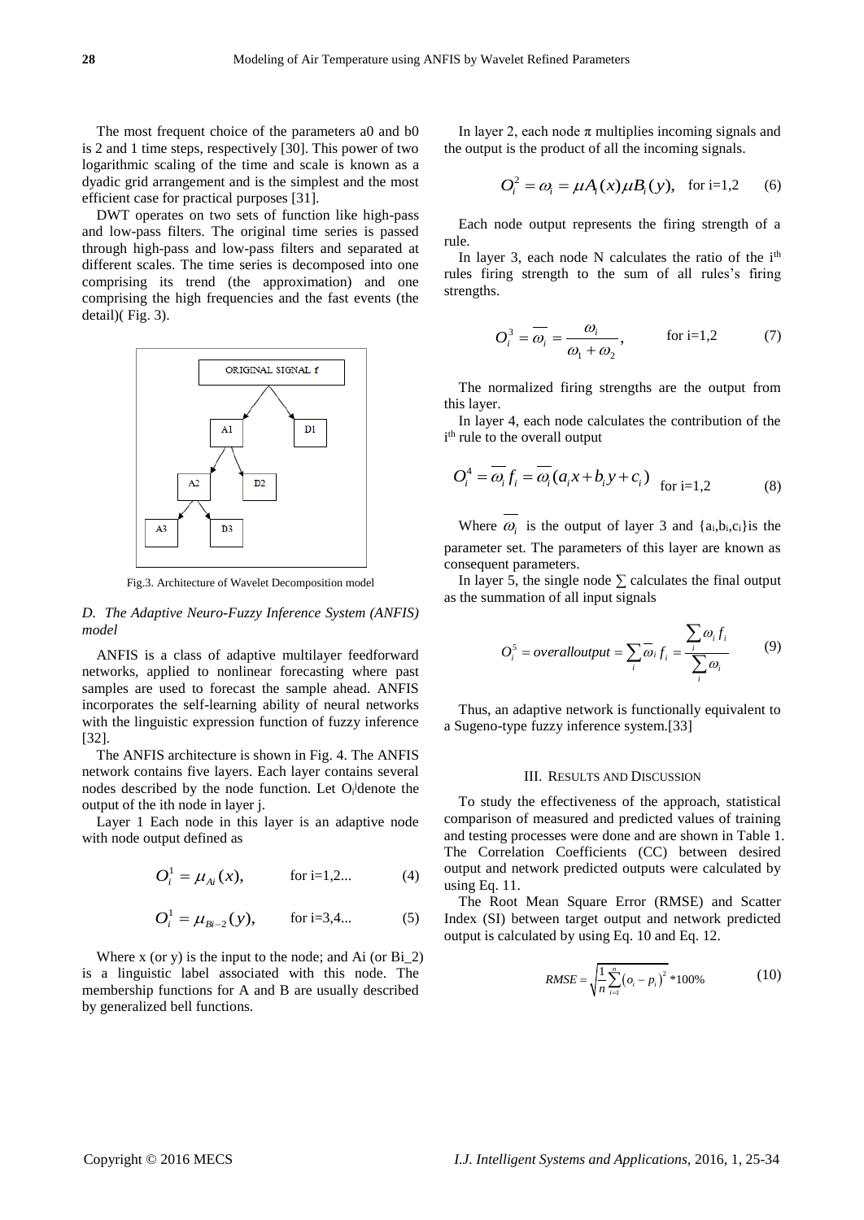The most frequent choice of the parameters a0 and b0 is 2 and 1 time steps, respectively [30]. This power of two logarithmic scaling of the time and scale is known as a dyadic grid arrangement and is the simplest and the most efficient case for practical purposes [31].

DWT operates on two sets of function like high-pass and low-pass filters. The original time series is passed through high-pass and low-pass filters and separated at different scales. The time series is decomposed into one comprising its trend (the approximation) and one comprising the high frequencies and the fast events (the detail)( Fig. 3).

ORIGINAL SIGNAL f

A1 D1

A2 D2

A3 D3

Fig.3. Architecture of Wavelet Decomposition model

### *D. The Adaptive Neuro-Fuzzy Inference System (ANFIS) model*

ANFIS is a class of adaptive multilayer feedforward networks, applied to nonlinear forecasting where past samples are used to forecast the sample ahead. ANFIS incorporates the self-learning ability of neural networks with the linguistic expression function of fuzzy inference [32].

The ANFIS architecture is shown in Fig. 4. The ANFIS network contains five layers. Each layer contains several nodes described by the node function. Let $O_i^j$denote the output of the ith node in layer j.

Layer 1 Each node in this layer is an adaptive node with node output defined as

$$O_i^1 = \mu_{Ai}(x), \qquad \text{for i=1,2...} \qquad (4)$$

$$O_i^1 = \mu_{Bi-2}(y), \qquad \text{for i=3,4...} \qquad (5)$$

Where x (or y) is the input to the node; and Ai (or Bi_2) is a linguistic label associated with this node. The membership functions for A and B are usually described by generalized bell functions.

In layer 2, each node $\pi$ multiplies incoming signals and the output is the product of all the incoming signals.

$$O_i^2 = \omega_i = \mu A_i(x)\mu B_i(y), \quad \text{for i=1,2} \qquad (6)$$

Each node output represents the firing strength of a rule.

In layer 3, each node N calculates the ratio of the i[th] rules firing strength to the sum of all rules's firing strengths.

$$O_i^3 = \overline{\omega_i} = \frac{\omega_i}{\omega_1 + \omega_2}, \qquad \text{for i=1,2} \qquad (7)$$

The normalized firing strengths are the output from this layer.

In layer 4, each node calculates the contribution of the i[th] rule to the overall output

$$O_i^4 = \overline{\omega_i} f_i = \overline{\omega_i}(a_i x + b_i y + c_i) \quad \text{for i=1,2} \qquad (8)$$

Where $\overline{\omega_i}$ is the output of layer 3 and $\{a_i,b_i,c_i\}$is the parameter set. The parameters of this layer are known as consequent parameters.

In layer 5, the single node $\sum$ calculates the final output as the summation of all input signals

$$O_i^5 = overalloutput = \sum_i \overline{\omega}_i f_i = \frac{\sum_i \omega_i f_i}{\sum_i \omega_i} \qquad (9)$$

Thus, an adaptive network is functionally equivalent to a Sugeno-type fuzzy inference system.[33]

## III. Results and Discussion

To study the effectiveness of the approach, statistical comparison of measured and predicted values of training and testing processes were done and are shown in Table 1. The Correlation Coefficients (CC) between desired output and network predicted outputs were calculated by using Eq. 11.

The Root Mean Square Error (RMSE) and Scatter Index (SI) between target output and network predicted output is calculated by using Eq. 10 and Eq. 12.

$$RMSE = \sqrt{\frac{1}{n}\sum_{i=1}^{n}(o_i - p_i)^2} * 100\% \qquad (10)$$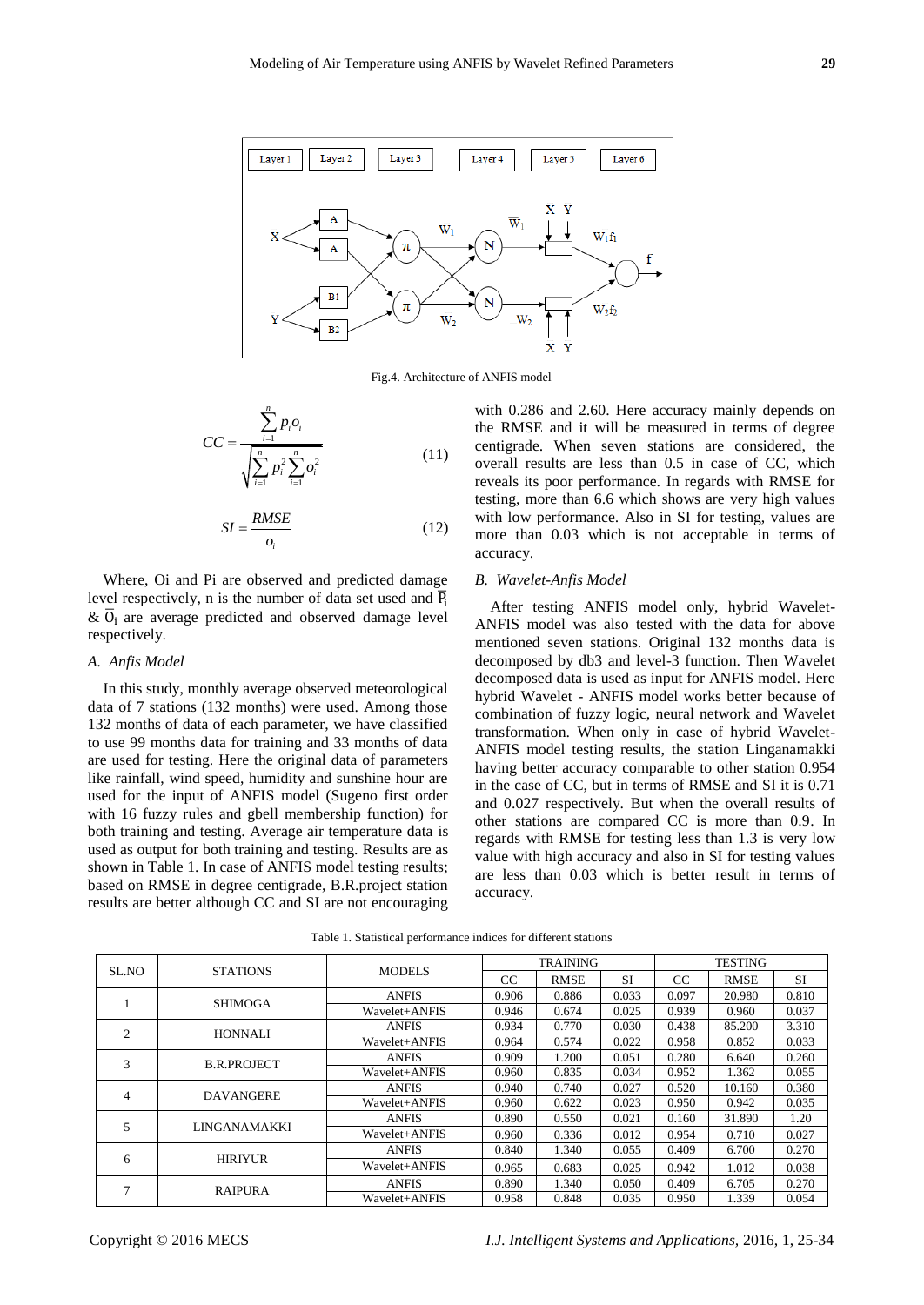Fig.4. Architecture of ANFIS model

$$CC = \frac{\sum_{i=1}^{n} p_i o_i}{\sqrt{\sum_{i=1}^{n} p_i^2 \sum_{i=1}^{n} o_i^2}} \quad (11)$$

$$SI = \frac{RMSE}{\overline{o_i}} \quad (12)$$

Where, Oi and Pi are observed and predicted damage level respectively, n is the number of data set used and $\overline{P_i}$ & $\overline{O_i}$ are average predicted and observed damage level respectively.

### A. Anfis Model

In this study, monthly average observed meteorological data of 7 stations (132 months) were used. Among those 132 months of data of each parameter, we have classified to use 99 months data for training and 33 months of data are used for testing. Here the original data of parameters like rainfall, wind speed, humidity and sunshine hour are used for the input of ANFIS model (Sugeno first order with 16 fuzzy rules and gbell membership function) for both training and testing. Average air temperature data is used as output for both training and testing. Results are as shown in Table 1. In case of ANFIS model testing results; based on RMSE in degree centigrade, B.R.project station results are better although CC and SI are not encouraging with 0.286 and 2.60. Here accuracy mainly depends on the RMSE and it will be measured in terms of degree centigrade. When seven stations are considered, the overall results are less than 0.5 in case of CC, which reveals its poor performance. In regards with RMSE for testing, more than 6.6 which shows are very high values with low performance. Also in SI for testing, values are more than 0.03 which is not acceptable in terms of accuracy.

### B. Wavelet-Anfis Model

After testing ANFIS model only, hybrid Wavelet-ANFIS model was also tested with the data for above mentioned seven stations. Original 132 months data is decomposed by db3 and level-3 function. Then Wavelet decomposed data is used as input for ANFIS model. Here hybrid Wavelet - ANFIS model works better because of combination of fuzzy logic, neural network and Wavelet transformation. When only in case of hybrid Wavelet-ANFIS model testing results, the station Linganamakki having better accuracy comparable to other station 0.954 in the case of CC, but in terms of RMSE and SI it is 0.71 and 0.027 respectively. But when the overall results of other stations are compared CC is more than 0.9. In regards with RMSE for testing less than 1.3 is very low value with high accuracy and also in SI for testing values are less than 0.03 which is better result in terms of accuracy.

Table 1. Statistical performance indices for different stations

| SL.NO | STATIONS | MODELS | TRAINING | | | TESTING | | |
|---|---|---|---|---|---|---|---|---|
| | | | CC | RMSE | SI | CC | RMSE | SI |
| 1 | SHIMOGA | ANFIS | 0.906 | 0.886 | 0.033 | 0.097 | 20.980 | 0.810 |
| | | Wavelet+ANFIS | 0.946 | 0.674 | 0.025 | 0.939 | 0.960 | 0.037 |
| 2 | HONNALI | ANFIS | 0.934 | 0.770 | 0.030 | 0.438 | 85.200 | 3.310 |
| | | Wavelet+ANFIS | 0.964 | 0.574 | 0.022 | 0.958 | 0.852 | 0.033 |
| 3 | B.R.PROJECT | ANFIS | 0.909 | 1.200 | 0.051 | 0.280 | 6.640 | 0.260 |
| | | Wavelet+ANFIS | 0.960 | 0.835 | 0.034 | 0.952 | 1.362 | 0.055 |
| 4 | DAVANGERE | ANFIS | 0.940 | 0.740 | 0.027 | 0.520 | 10.160 | 0.380 |
| | | Wavelet+ANFIS | 0.960 | 0.622 | 0.023 | 0.950 | 0.942 | 0.035 |
| 5 | LINGANAMAKKI | ANFIS | 0.890 | 0.550 | 0.021 | 0.160 | 31.890 | 1.20 |
| | | Wavelet+ANFIS | 0.960 | 0.336 | 0.012 | 0.954 | 0.710 | 0.027 |
| 6 | HIRIYUR | ANFIS | 0.840 | 1.340 | 0.055 | 0.409 | 6.700 | 0.270 |
| | | Wavelet+ANFIS | 0.965 | 0.683 | 0.025 | 0.942 | 1.012 | 0.038 |
| 7 | RAIPURA | ANFIS | 0.890 | 1.340 | 0.050 | 0.409 | 6.705 | 0.270 |
| | | Wavelet+ANFIS | 0.958 | 0.848 | 0.035 | 0.950 | 1.339 | 0.054 |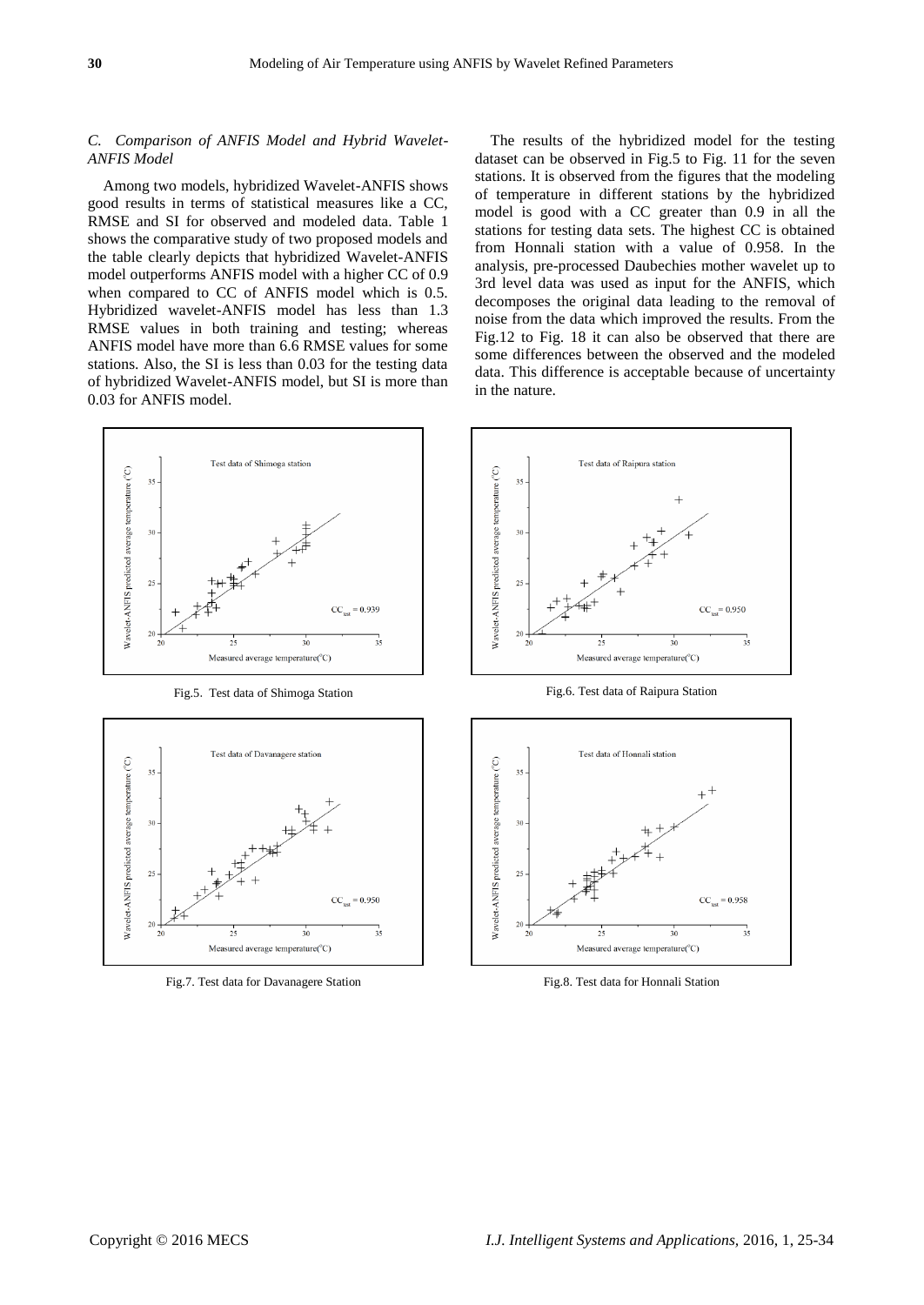### C. Comparison of ANFIS Model and Hybrid Wavelet-ANFIS Model

Among two models, hybridized Wavelet-ANFIS shows good results in terms of statistical measures like a CC, RMSE and SI for observed and modeled data. Table 1 shows the comparative study of two proposed models and the table clearly depicts that hybridized Wavelet-ANFIS model outperforms ANFIS model with a higher CC of 0.9 when compared to CC of ANFIS model which is 0.5. Hybridized wavelet-ANFIS model has less than 1.3 RMSE values in both training and testing; whereas ANFIS model have more than 6.6 RMSE values for some stations. Also, the SI is less than 0.03 for the testing data of hybridized Wavelet-ANFIS model, but SI is more than 0.03 for ANFIS model.

The results of the hybridized model for the testing dataset can be observed in Fig.5 to Fig. 11 for the seven stations. It is observed from the figures that the modeling of temperature in different stations by the hybridized model is good with a CC greater than 0.9 in all the stations for testing data sets. The highest CC is obtained from Honnali station with a value of 0.958. In the analysis, pre-processed Daubechies mother wavelet up to 3rd level data was used as input for the ANFIS, which decomposes the original data leading to the removal of noise from the data which improved the results. From the Fig.12 to Fig. 18 it can also be observed that there are some differences between the observed and the modeled data. This difference is acceptable because of uncertainty in the nature.

Fig.5. Test data of Shimoga Station

Fig.6. Test data of Raipura Station

Fig.7. Test data for Davanagere Station

Fig.8. Test data for Honnali Station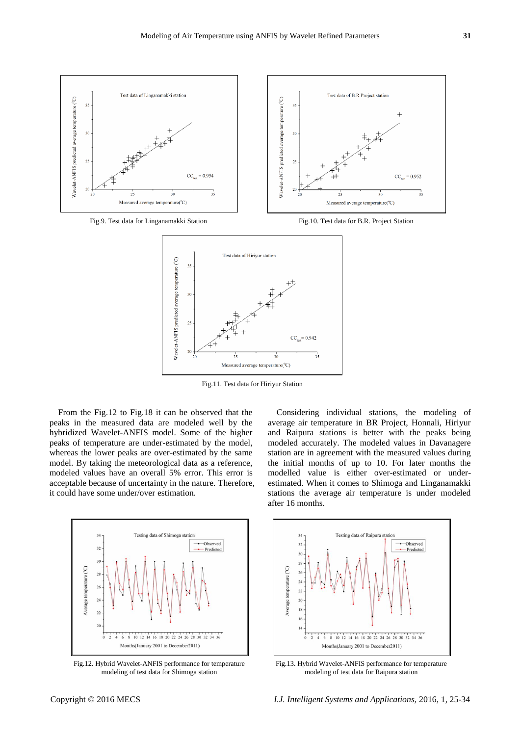Fig.9. Test data for Linganamakki Station

Fig.10. Test data for B.R. Project Station

Fig.11. Test data for Hiriyur Station

From the Fig.12 to Fig.18 it can be observed that the peaks in the measured data are modeled well by the hybridized Wavelet-ANFIS model. Some of the higher peaks of temperature are under-estimated by the model, whereas the lower peaks are over-estimated by the same model. By taking the meteorological data as a reference, modeled values have an overall 5% error. This error is acceptable because of uncertainty in the nature. Therefore, it could have some under/over estimation.

Considering individual stations, the modeling of average air temperature in BR Project, Honnali, Hiriyur and Raipura stations is better with the peaks being modeled accurately. The modeled values in Davanagere station are in agreement with the measured values during the initial months of up to 10. For later months the modelled value is either over-estimated or under-estimated. When it comes to Shimoga and Linganamakki stations the average air temperature is under modeled after 16 months.

Fig.12. Hybrid Wavelet-ANFIS performance for temperature modeling of test data for Shimoga station

Fig.13. Hybrid Wavelet-ANFIS performance for temperature modeling of test data for Raipura station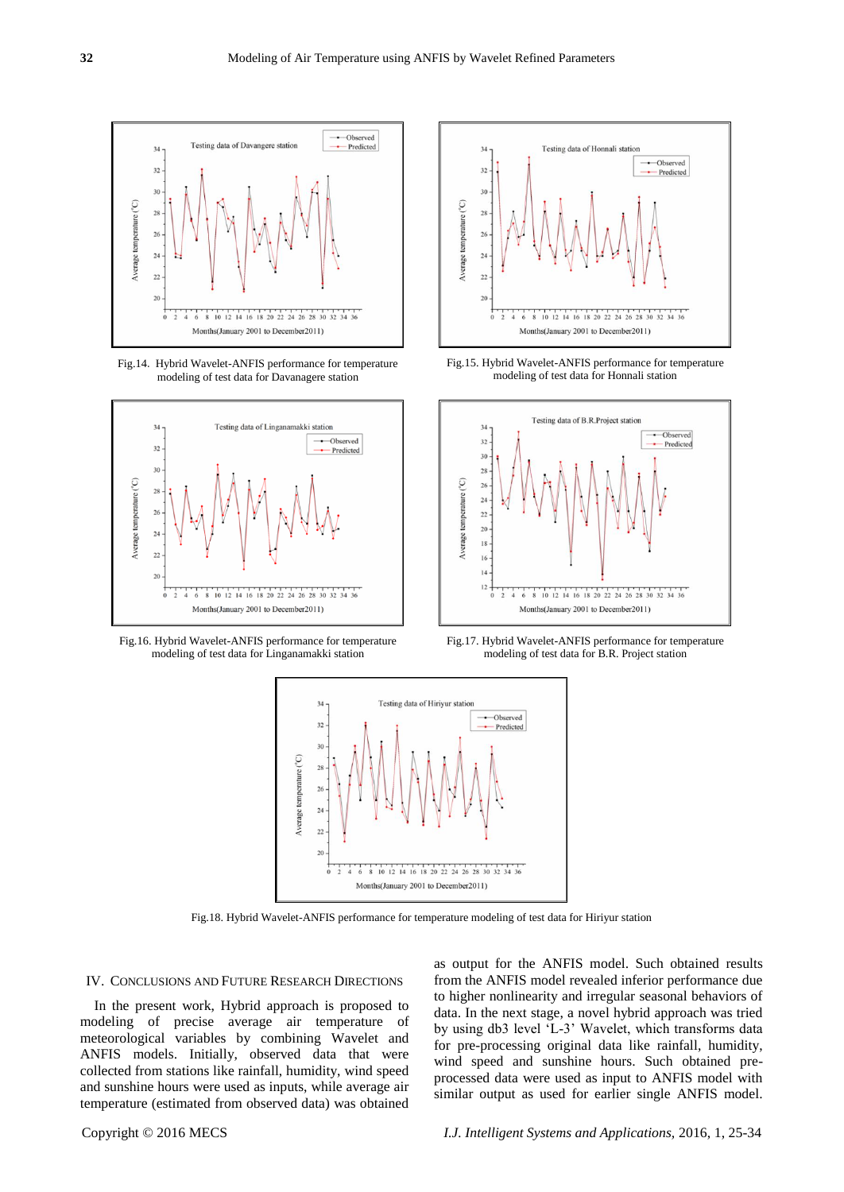Fig.14. Hybrid Wavelet-ANFIS performance for temperature modeling of test data for Davanagere station

Fig.15. Hybrid Wavelet-ANFIS performance for temperature modeling of test data for Honnali station

Fig.16. Hybrid Wavelet-ANFIS performance for temperature modeling of test data for Linganamakki station

Fig.17. Hybrid Wavelet-ANFIS performance for temperature modeling of test data for B.R. Project station

Fig.18. Hybrid Wavelet-ANFIS performance for temperature modeling of test data for Hiriyur station

## IV. Conclusions and Future Research Directions

In the present work, Hybrid approach is proposed to modeling of precise average air temperature of meteorological variables by combining Wavelet and ANFIS models. Initially, observed data that were collected from stations like rainfall, humidity, wind speed and sunshine hours were used as inputs, while average air temperature (estimated from observed data) was obtained as output for the ANFIS model. Such obtained results from the ANFIS model revealed inferior performance due to higher nonlinearity and irregular seasonal behaviors of data. In the next stage, a novel hybrid approach was tried by using db3 level 'L-3' Wavelet, which transforms data for pre-processing original data like rainfall, humidity, wind speed and sunshine hours. Such obtained pre-processed data were used as input to ANFIS model with similar output as used for earlier single ANFIS model.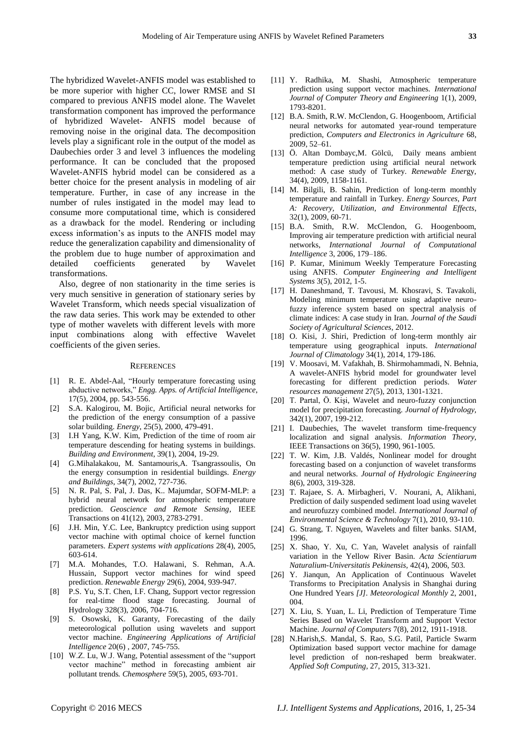The hybridized Wavelet-ANFIS model was established to be more superior with higher CC, lower RMSE and SI compared to previous ANFIS model alone. The Wavelet transformation component has improved the performance of hybridized Wavelet- ANFIS model because of removing noise in the original data. The decomposition levels play a significant role in the output of the model as Daubechies order 3 and level 3 influences the modeling performance. It can be concluded that the proposed Wavelet-ANFIS hybrid model can be considered as a better choice for the present analysis in modeling of air temperature. Further, in case of any increase in the number of rules instigated in the model may lead to consume more computational time, which is considered as a drawback for the model. Rendering or including excess information's as inputs to the ANFIS model may reduce the generalization capability and dimensionality of the problem due to huge number of approximation and detailed coefficients generated by Wavelet transformations.

Also, degree of non stationarity in the time series is very much sensitive in generation of stationary series by Wavelet Transform, which needs special visualization of the raw data series. This work may be extended to other type of mother wavelets with different levels with more input combinations along with effective Wavelet coefficients of the given series.

## REFERENCES

[1] R. E. Abdel-Aal, "Hourly temperature forecasting using abductive networks," *Engg. Apps. of Artificial Intelligence*, 17(5), 2004, pp. 543-556.

[2] S.A. Kalogirou, M. Bojic, Artificial neural networks for the prediction of the energy consumption of a passive solar building. *Energy*, 25(5), 2000, 479-491.

[3] I.H Yang, K.W. Kim, Prediction of the time of room air temperature descending for heating systems in buildings. *Building and Environment*, 39(1), 2004, 19-29.

[4] G.Mihalakakou, M. Santamouris,A. Tsangrassoulis, On the energy consumption in residential buildings. *Energy and Buildings*, 34(7), 2002, 727-736.

[5] N. R. Pal, S. Pal, J. Das, K.. Majumdar, SOFM-MLP: a hybrid neural network for atmospheric temperature prediction. *Geoscience and Remote Sensing*, IEEE Transactions on 41(12), 2003, 2783-2791.

[6] J.H. Min, Y.C. Lee, Bankruptcy prediction using support vector machine with optimal choice of kernel function parameters. *Expert systems with applications* 28(4), 2005, 603-614.

[7] M.A. Mohandes, T.O. Halawani, S. Rehman, A.A. Hussain, Support vector machines for wind speed prediction. *Renewable Energy* 29(6), 2004, 939-947.

[8] P.S. Yu, S.T. Chen, I.F. Chang, Support vector regression for real-time flood stage forecasting. Journal of Hydrology 328(3), 2006, 704-716.

[9] S. Osowski, K. Garanty, Forecasting of the daily meteorological pollution using wavelets and support vector machine. *Engineering Applications of Artificial Intelligence* 20(6) , 2007, 745-755.

[10] W.Z. Lu, W.J. Wang, Potential assessment of the "support vector machine" method in forecasting ambient air pollutant trends*. Chemosphere* 59(5), 2005, 693-701.

[11] Y. Radhika, M. Shashi, Atmospheric temperature prediction using support vector machines. *International Journal of Computer Theory and Engineering* 1(1), 2009, 1793-8201.

[12] B.A. Smith, R.W. McClendon, G. Hoogenboom, Artificial neural networks for automated year-round temperature prediction, *Computers and Electronics in Agriculture* 68, 2009, 52–61.

[13] Ö. Altan Dombayc,M. Gölcü, Daily means ambient temperature prediction using artificial neural network method: A case study of Turkey. *Renewable Energy*, 34(4), 2009, 1158-1161.

[14] M. Bilgili, B. Sahin, Prediction of long-term monthly temperature and rainfall in Turkey. *Energy Sources, Part A: Recovery, Utilization, and Environmental Effects*, 32(1), 2009, 60-71.

[15] B.A. Smith, R.W. McClendon, G. Hoogenboom, Improving air temperature prediction with artificial neural networks, *International Journal of Computational Intelligence* 3, 2006, 179–186.

[16] P. Kumar, Minimum Weekly Temperature Forecasting using ANFIS. *Computer Engineering and Intelligent Systems* 3(5), 2012, 1-5.

[17] H. Daneshmand, T. Tavousi, M. Khosravi, S. Tavakoli, Modeling minimum temperature using adaptive neuro-fuzzy inference system based on spectral analysis of climate indices: A case study in Iran. *Journal of the Saudi Society of Agricultural Sciences*, 2012.

[18] O. Kisi, J. Shiri, Prediction of long-term monthly air temperature using geographical inputs. *International Journal of Climatology* 34(1), 2014, 179-186.

[19] V. Moosavi, M. Vafakhah, B. Shirmohammadi, N. Behnia, A wavelet-ANFIS hybrid model for groundwater level forecasting for different prediction periods. *Water resources management* 27(5), 2013, 1301-1321.

[20] T. Partal, Ö. Kişi, Wavelet and neuro-fuzzy conjunction model for precipitation forecasting. *Journal of Hydrology*, 342(1), 2007, 199-212.

[21] I. Daubechies, The wavelet transform time-frequency localization and signal analysis. *Information Theory*, IEEE Transactions on 36(5), 1990, 961-1005.

[22] T. W. Kim, J.B. Valdés, Nonlinear model for drought forecasting based on a conjunction of wavelet transforms and neural networks. *Journal of Hydrologic Engineering* 8(6), 2003, 319-328.

[23] T. Rajaee, S. A. Mirbagheri, V. Nourani, A, Alikhani, Prediction of daily suspended sediment load using wavelet and neurofuzzy combined model. *International Journal of Environmental Science & Technology* 7(1), 2010, 93-110.

[24] G. Strang, T. Nguyen, Wavelets and filter banks. SIAM, 1996.

[25] X. Shao, Y. Xu, C. Yan, Wavelet analysis of rainfall variation in the Yellow River Basin. *Acta Scientiarum Naturalium-Universitatis Pekinensis*, 42(4), 2006, 503.

[26] Y. Jianqun, An Application of Continuous Wavelet Transforms to Precipitation Analysis in Shanghai during One Hundred Years *[J]*. *Meteorological Monthly* 2, 2001, 004.

[27] X. Liu, S. Yuan, L. Li, Prediction of Temperature Time Series Based on Wavelet Transform and Support Vector Machine. *Journal of Computers* 7(8), 2012, 1911-1918.

[28] N.Harish,S. Mandal, S. Rao, S.G. Patil, Particle Swarm Optimization based support vector machine for damage level prediction of non-reshaped berm breakwater. *Applied Soft Computing*, 27, 2015, 313-321.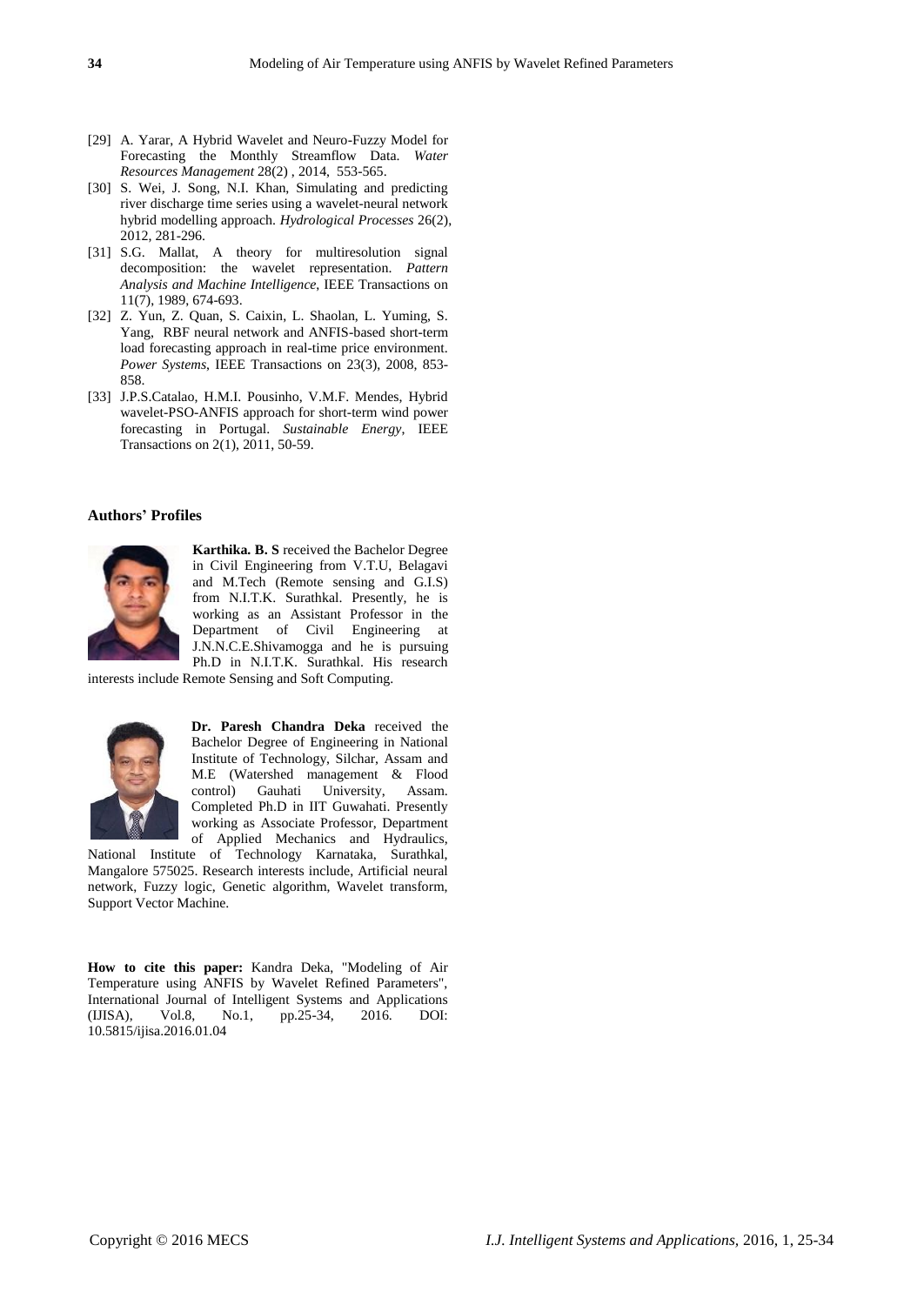[29] A. Yarar, A Hybrid Wavelet and Neuro-Fuzzy Model for Forecasting the Monthly Streamflow Data. *Water Resources Management* 28(2) , 2014, 553-565.

[30] S. Wei, J. Song, N.I. Khan, Simulating and predicting river discharge time series using a wavelet-neural network hybrid modelling approach. *Hydrological Processes* 26(2), 2012, 281-296.

[31] S.G. Mallat, A theory for multiresolution signal decomposition: the wavelet representation. *Pattern Analysis and Machine Intelligence*, IEEE Transactions on 11(7), 1989, 674-693.

[32] Z. Yun, Z. Quan, S. Caixin, L. Shaolan, L. Yuming, S. Yang, RBF neural network and ANFIS-based short-term load forecasting approach in real-time price environment. *Power Systems*, IEEE Transactions on 23(3), 2008, 853-858.

[33] J.P.S.Catalao, H.M.I. Pousinho, V.M.F. Mendes, Hybrid wavelet-PSO-ANFIS approach for short-term wind power forecasting in Portugal. *Sustainable Energy*, IEEE Transactions on 2(1), 2011, 50-59.

### Authors' Profiles

**Karthika. B. S** received the Bachelor Degree in Civil Engineering from V.T.U, Belagavi and M.Tech (Remote sensing and G.I.S) from N.I.T.K. Surathkal. Presently, he is working as an Assistant Professor in the Department of Civil Engineering at J.N.N.C.E.Shivamogga and he is pursuing Ph.D in N.I.T.K. Surathkal. His research interests include Remote Sensing and Soft Computing.

**Dr. Paresh Chandra Deka** received the Bachelor Degree of Engineering in National Institute of Technology, Silchar, Assam and M.E (Watershed management & Flood control) Gauhati University, Assam. Completed Ph.D in IIT Guwahati. Presently working as Associate Professor, Department of Applied Mechanics and Hydraulics, National Institute of Technology Karnataka, Surathkal, Mangalore 575025. Research interests include, Artificial neural network, Fuzzy logic, Genetic algorithm, Wavelet transform, Support Vector Machine.

**How to cite this paper:** Kandra Deka, "Modeling of Air Temperature using ANFIS by Wavelet Refined Parameters", International Journal of Intelligent Systems and Applications (IJISA), Vol.8, No.1, pp.25-34, 2016. DOI: 10.5815/ijisa.2016.01.04